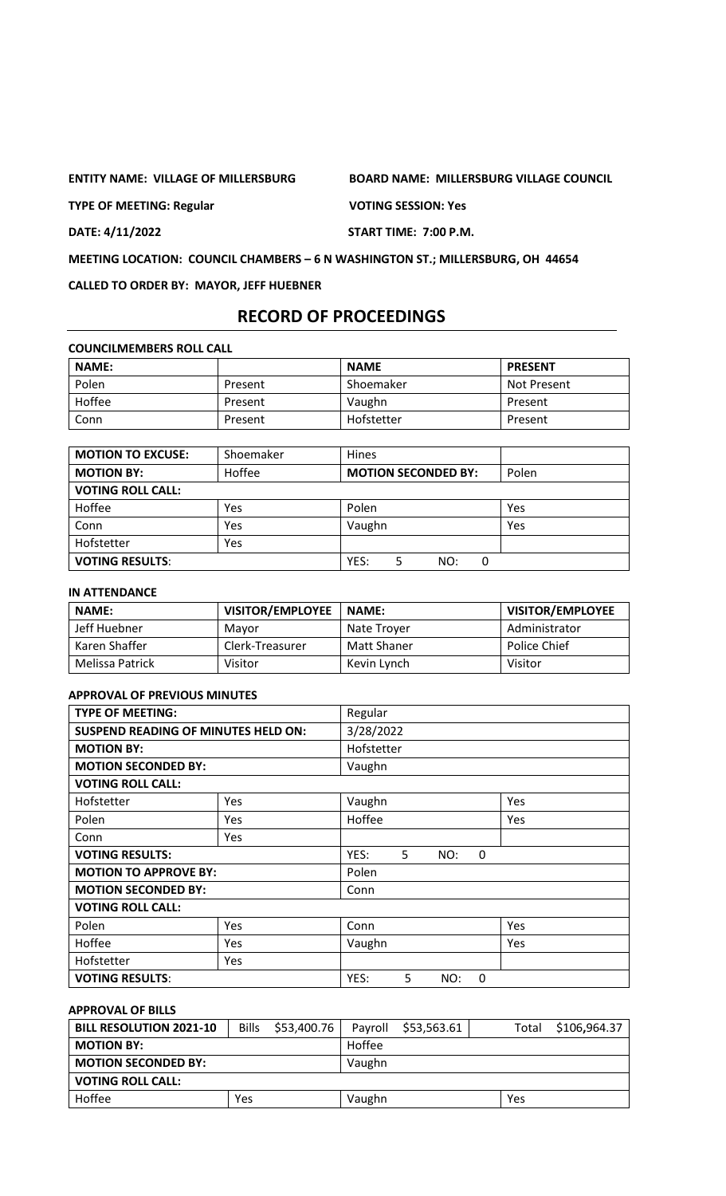**ENTITY NAME: VILLAGE OF MILLERSBURG** **BOARD NAME: MILLERSBURG VILLAGE COUNCIL**

**TYPE OF MEETING: Regular** **VOTING SESSION: Yes**

**DATE: 4/11/2022** **START TIME: 7:00 P.M.**

**MEETING LOCATION: COUNCIL CHAMBERS – 6 N WASHINGTON ST.; MILLERSBURG, OH 44654**

**CALLED TO ORDER BY: MAYOR, JEFF HUEBNER**

# RECORD OF PROCEEDINGS

**COUNCILMEMBERS ROLL CALL**

| NAME: | | NAME | PRESENT |
|---|---|---|---|
| Polen | Present | Shoemaker | Not Present |
| Hoffee | Present | Vaughn | Present |
| Conn | Present | Hofstetter | Present |

| MOTION TO EXCUSE: | Shoemaker | Hines | |
|---|---|---|---|
| **MOTION BY:** | Hoffee | **MOTION SECONDED BY:** | Polen |
| **VOTING ROLL CALL:** | | | |
| Hoffee | Yes | Polen | Yes |
| Conn | Yes | Vaughn | Yes |
| Hofstetter | Yes | | |
| **VOTING RESULTS:** | | YES: 5 NO: 0 | |

**IN ATTENDANCE**

| NAME: | VISITOR/EMPLOYEE | NAME: | VISITOR/EMPLOYEE |
|---|---|---|---|
| Jeff Huebner | Mayor | Nate Troyer | Administrator |
| Karen Shaffer | Clerk-Treasurer | Matt Shaner | Police Chief |
| Melissa Patrick | Visitor | Kevin Lynch | Visitor |

**APPROVAL OF PREVIOUS MINUTES**

| TYPE OF MEETING: | | Regular | |
|---|---|---|---|
| **SUSPEND READING OF MINUTES HELD ON:** | | 3/28/2022 | |
| **MOTION BY:** | | Hofstetter | |
| **MOTION SECONDED BY:** | | Vaughn | |
| **VOTING ROLL CALL:** | | | |
| Hofstetter | Yes | Vaughn | Yes |
| Polen | Yes | Hoffee | Yes |
| Conn | Yes | | |
| **VOTING RESULTS:** | | YES: 5 NO: 0 | |
| **MOTION TO APPROVE BY:** | | Polen | |
| **MOTION SECONDED BY:** | | Conn | |
| **VOTING ROLL CALL:** | | | |
| Polen | Yes | Conn | Yes |
| Hoffee | Yes | Vaughn | Yes |
| Hofstetter | Yes | | |
| **VOTING RESULTS:** | | YES: 5 NO: 0 | |

**APPROVAL OF BILLS**

| BILL RESOLUTION 2021-10 | Bills $53,400.76 | Payroll $53,563.61 | Total $106,964.37 |
|---|---|---|---|
| **MOTION BY:** | | Hoffee | |
| **MOTION SECONDED BY:** | | Vaughn | |
| **VOTING ROLL CALL:** | | | |
| Hoffee | Yes | Vaughn | Yes |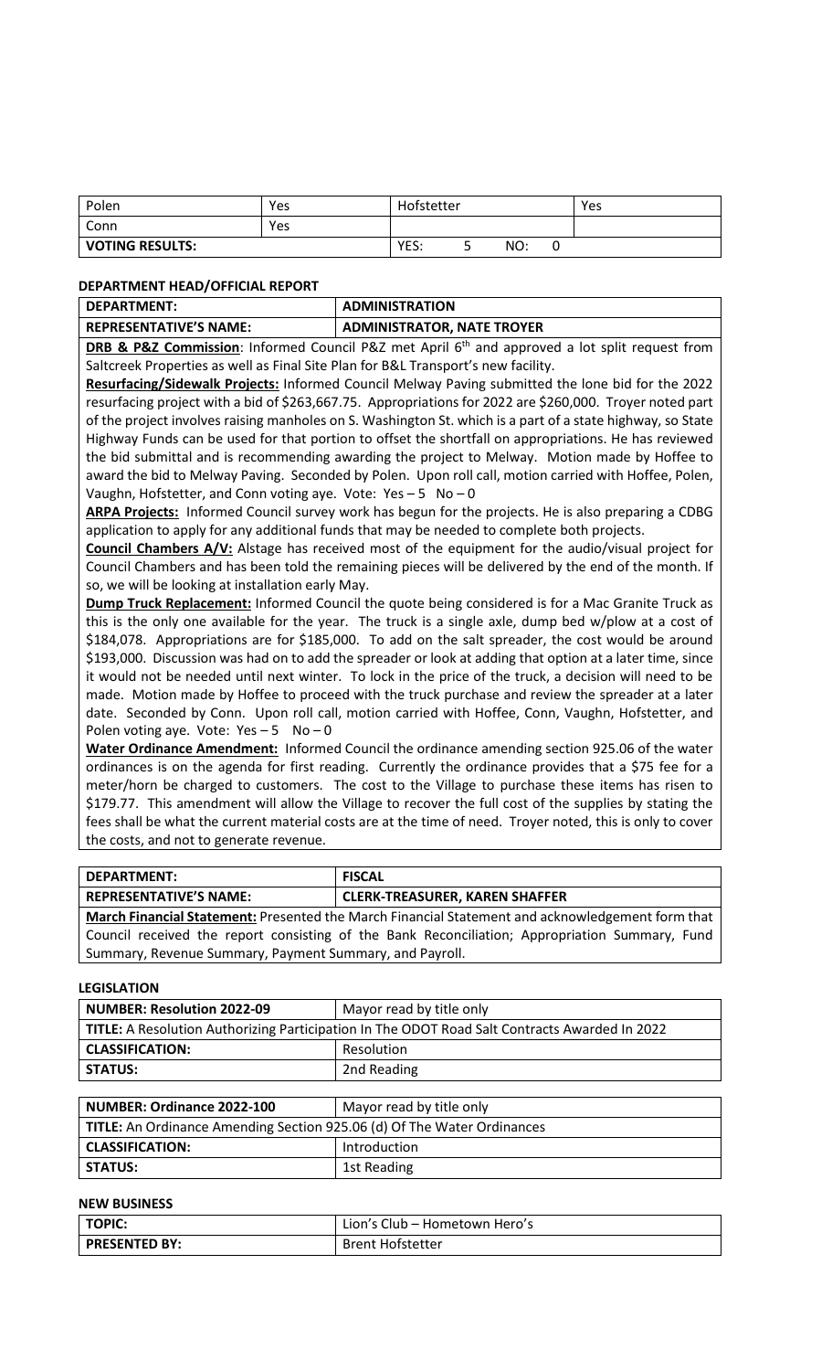| Polen | Yes | Hofstetter | Yes |
|---|---|---|---|
| Conn | Yes | | |
| **VOTING RESULTS:** | | YES: 5 NO: 0 | |

**DEPARTMENT HEAD/OFFICIAL REPORT**

| **DEPARTMENT:** | **ADMINISTRATION** |
|---|---|
| **REPRESENTATIVE'S NAME:** | **ADMINISTRATOR, NATE TROYER** |

**DRB & P&Z Commission**: Informed Council P&Z met April 6th and approved a lot split request from Saltcreek Properties as well as Final Site Plan for B&L Transport's new facility.

**Resurfacing/Sidewalk Projects:** Informed Council Melway Paving submitted the lone bid for the 2022 resurfacing project with a bid of $263,667.75. Appropriations for 2022 are $260,000. Troyer noted part of the project involves raising manholes on S. Washington St. which is a part of a state highway, so State Highway Funds can be used for that portion to offset the shortfall on appropriations. He has reviewed the bid submittal and is recommending awarding the project to Melway. Motion made by Hoffee to award the bid to Melway Paving. Seconded by Polen. Upon roll call, motion carried with Hoffee, Polen, Vaughn, Hofstetter, and Conn voting aye. Vote: Yes – 5 No – 0

**ARPA Projects:** Informed Council survey work has begun for the projects. He is also preparing a CDBG application to apply for any additional funds that may be needed to complete both projects.

**Council Chambers A/V:** Alstage has received most of the equipment for the audio/visual project for Council Chambers and has been told the remaining pieces will be delivered by the end of the month. If so, we will be looking at installation early May.

**Dump Truck Replacement:** Informed Council the quote being considered is for a Mac Granite Truck as this is the only one available for the year. The truck is a single axle, dump bed w/plow at a cost of $184,078. Appropriations are for $185,000. To add on the salt spreader, the cost would be around $193,000. Discussion was had on to add the spreader or look at adding that option at a later time, since it would not be needed until next winter. To lock in the price of the truck, a decision will need to be made. Motion made by Hoffee to proceed with the truck purchase and review the spreader at a later date. Seconded by Conn. Upon roll call, motion carried with Hoffee, Conn, Vaughn, Hofstetter, and Polen voting aye. Vote: Yes – 5 No – 0

**Water Ordinance Amendment:** Informed Council the ordinance amending section 925.06 of the water ordinances is on the agenda for first reading. Currently the ordinance provides that a $75 fee for a meter/horn be charged to customers. The cost to the Village to purchase these items has risen to $179.77. This amendment will allow the Village to recover the full cost of the supplies by stating the fees shall be what the current material costs are at the time of need. Troyer noted, this is only to cover the costs, and not to generate revenue.

| **DEPARTMENT:** | **FISCAL** |
|---|---|
| **REPRESENTATIVE'S NAME:** | **CLERK-TREASURER, KAREN SHAFFER** |

**March Financial Statement:** Presented the March Financial Statement and acknowledgement form that Council received the report consisting of the Bank Reconciliation; Appropriation Summary, Fund Summary, Revenue Summary, Payment Summary, and Payroll.

**LEGISLATION**

| **NUMBER: Resolution 2022-09** | Mayor read by title only |
|---|---|
| **TITLE:** A Resolution Authorizing Participation In The ODOT Road Salt Contracts Awarded In 2022 | |
| **CLASSIFICATION:** | Resolution |
| **STATUS:** | 2nd Reading |

| **NUMBER: Ordinance 2022-100** | Mayor read by title only |
|---|---|
| **TITLE:** An Ordinance Amending Section 925.06 (d) Of The Water Ordinances | |
| **CLASSIFICATION:** | Introduction |
| **STATUS:** | 1st Reading |

**NEW BUSINESS**

| **TOPIC:** | Lion's Club – Hometown Hero's |
|---|---|
| **PRESENTED BY:** | Brent Hofstetter |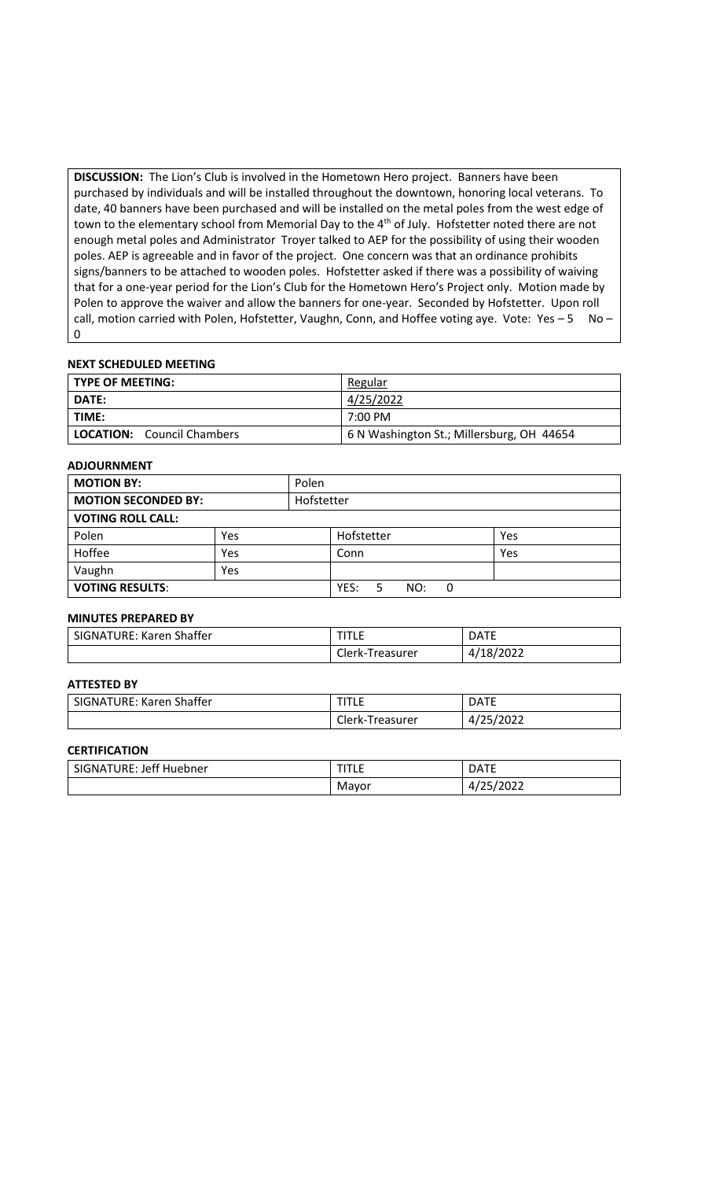**DISCUSSION:** The Lion's Club is involved in the Hometown Hero project. Banners have been purchased by individuals and will be installed throughout the downtown, honoring local veterans. To date, 40 banners have been purchased and will be installed on the metal poles from the west edge of town to the elementary school from Memorial Day to the 4th of July. Hofstetter noted there are not enough metal poles and Administrator Troyer talked to AEP for the possibility of using their wooden poles. AEP is agreeable and in favor of the project. One concern was that an ordinance prohibits signs/banners to be attached to wooden poles. Hofstetter asked if there was a possibility of waiving that for a one-year period for the Lion's Club for the Hometown Hero's Project only. Motion made by Polen to approve the waiver and allow the banners for one-year. Seconded by Hofstetter. Upon roll call, motion carried with Polen, Hofstetter, Vaughn, Conn, and Hoffee voting aye. Vote: Yes – 5 No – 0

### NEXT SCHEDULED MEETING

| | |
|---|---|
| **TYPE OF MEETING:** | Regular |
| **DATE:** | 4/25/2022 |
| **TIME:** | 7:00 PM |
| **LOCATION:** Council Chambers | 6 N Washington St.; Millersburg, OH 44654 |

### ADJOURNMENT

| | | | |
|---|---|---|---|
| **MOTION BY:** | | Polen | |
| **MOTION SECONDED BY:** | | Hofstetter | |
| **VOTING ROLL CALL:** | | | |
| Polen | Yes | Hofstetter | Yes |
| Hoffee | Yes | Conn | Yes |
| Vaughn | Yes | | |
| **VOTING RESULTS:** | | YES: 5 NO: 0 | |

### MINUTES PREPARED BY

| | | |
|---|---|---|
| SIGNATURE: Karen Shaffer | TITLE | DATE |
| | Clerk-Treasurer | 4/18/2022 |

### ATTESTED BY

| | | |
|---|---|---|
| SIGNATURE: Karen Shaffer | TITLE | DATE |
| | Clerk-Treasurer | 4/25/2022 |

### CERTIFICATION

| | | |
|---|---|---|
| SIGNATURE: Jeff Huebner | TITLE | DATE |
| | Mayor | 4/25/2022 |